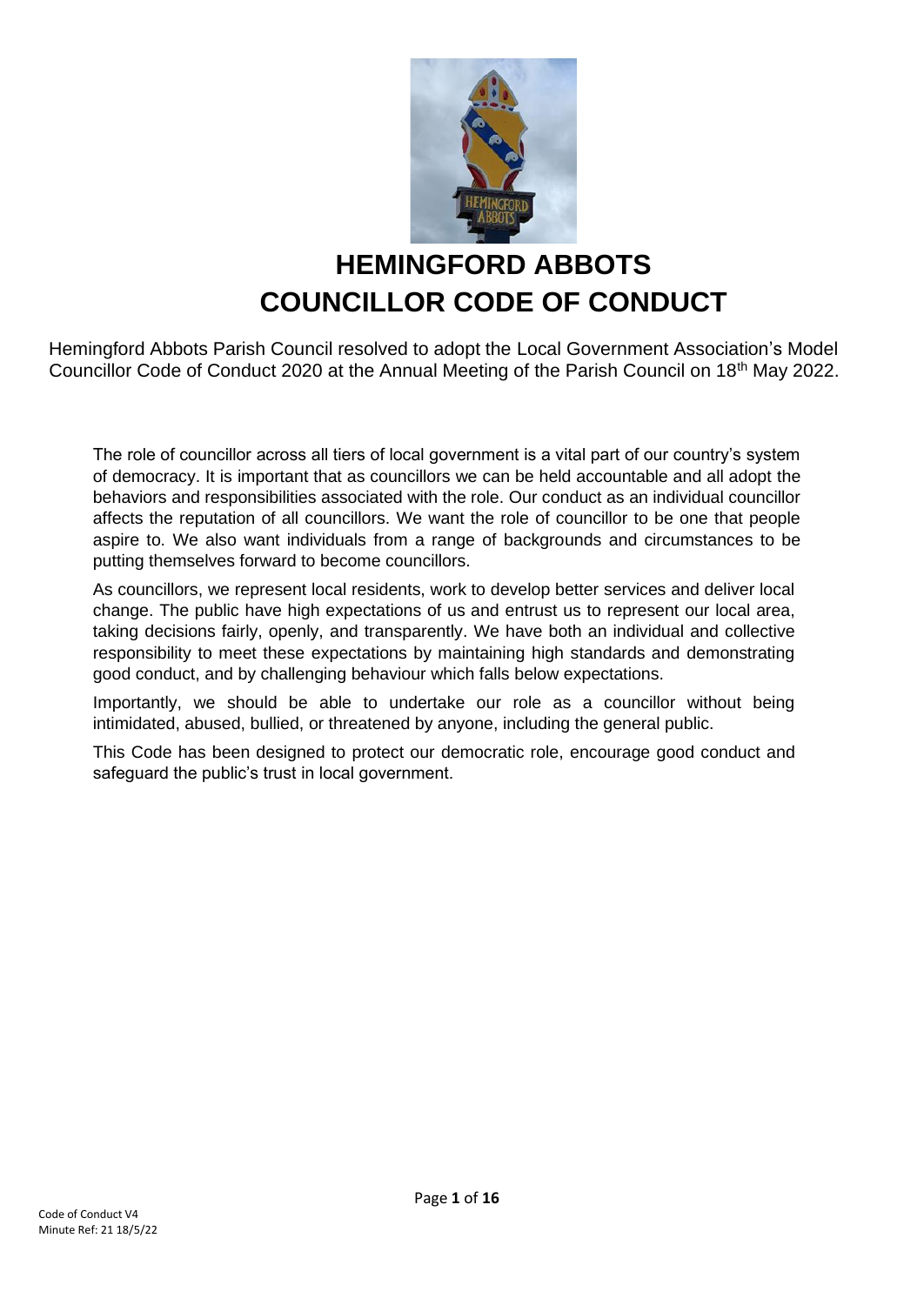# HEMINGFORD ABBOTS COUNCILLOR CODE OF CONDUCT

Hemingford Abbots Parish Council resolved to adopt the Local Government Association's Model Councillor Code of Conduct 2020 at the Annual Meeting of the Parish Council on 18th May 2022.

The role of councillor across all tiers of local government is a vital part of our country's system of democracy. It is important that as councillors we can be held accountable and all adopt the behaviors and responsibilities associated with the role. Our conduct as an individual councillor affects the reputation of all councillors. We want the role of councillor to be one that people aspire to. We also want individuals from a range of backgrounds and circumstances to be putting themselves forward to become councillors.

As councillors, we represent local residents, work to develop better services and deliver local change. The public have high expectations of us and entrust us to represent our local area, taking decisions fairly, openly, and transparently. We have both an individual and collective responsibility to meet these expectations by maintaining high standards and demonstrating good conduct, and by challenging behaviour which falls below expectations.

Importantly, we should be able to undertake our role as a councillor without being intimidated, abused, bullied, or threatened by anyone, including the general public.

This Code has been designed to protect our democratic role, encourage good conduct and safeguard the public's trust in local government.

Code of Conduct V4
Minute Ref: 21 18/5/22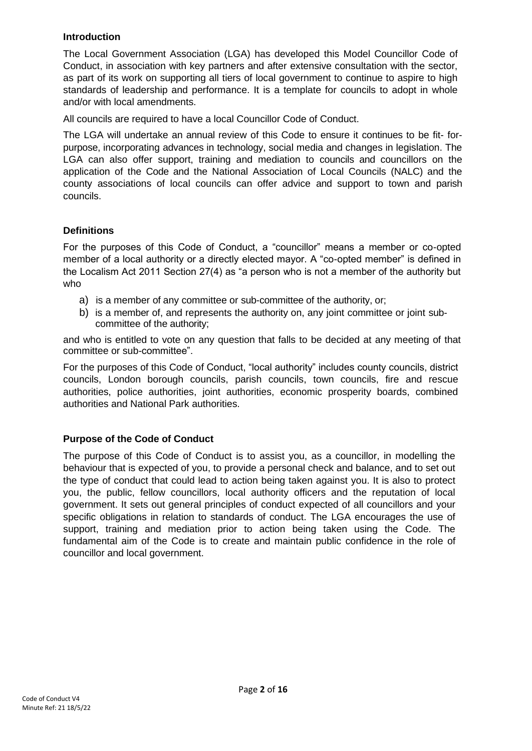### Introduction

The Local Government Association (LGA) has developed this Model Councillor Code of Conduct, in association with key partners and after extensive consultation with the sector, as part of its work on supporting all tiers of local government to continue to aspire to high standards of leadership and performance. It is a template for councils to adopt in whole and/or with local amendments.

All councils are required to have a local Councillor Code of Conduct.

The LGA will undertake an annual review of this Code to ensure it continues to be fit- for-purpose, incorporating advances in technology, social media and changes in legislation. The LGA can also offer support, training and mediation to councils and councillors on the application of the Code and the National Association of Local Councils (NALC) and the county associations of local councils can offer advice and support to town and parish councils.

### Definitions

For the purposes of this Code of Conduct, a "councillor" means a member or co-opted member of a local authority or a directly elected mayor. A "co-opted member" is defined in the Localism Act 2011 Section 27(4) as "a person who is not a member of the authority but who

a) is a member of any committee or sub-committee of the authority, or;
b) is a member of, and represents the authority on, any joint committee or joint sub-committee of the authority;

and who is entitled to vote on any question that falls to be decided at any meeting of that committee or sub-committee".

For the purposes of this Code of Conduct, "local authority" includes county councils, district councils, London borough councils, parish councils, town councils, fire and rescue authorities, police authorities, joint authorities, economic prosperity boards, combined authorities and National Park authorities.

### Purpose of the Code of Conduct

The purpose of this Code of Conduct is to assist you, as a councillor, in modelling the behaviour that is expected of you, to provide a personal check and balance, and to set out the type of conduct that could lead to action being taken against you. It is also to protect you, the public, fellow councillors, local authority officers and the reputation of local government. It sets out general principles of conduct expected of all councillors and your specific obligations in relation to standards of conduct. The LGA encourages the use of support, training and mediation prior to action being taken using the Code. The fundamental aim of the Code is to create and maintain public confidence in the role of councillor and local government.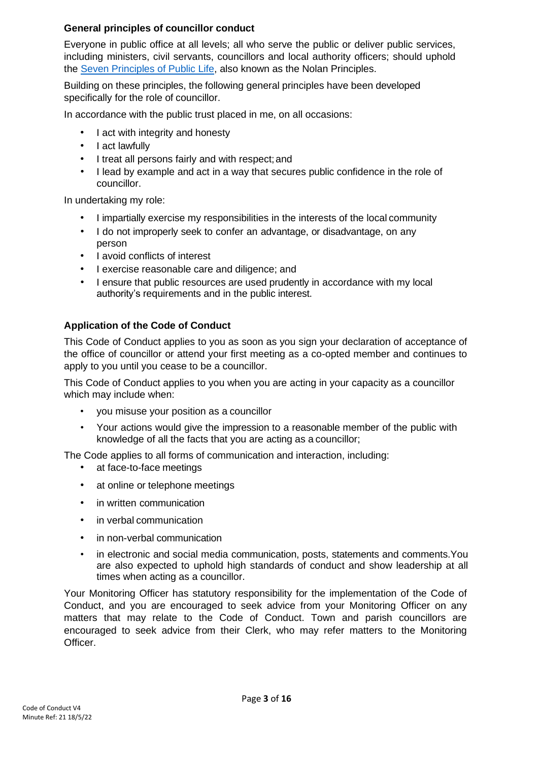### General principles of councillor conduct

Everyone in public office at all levels; all who serve the public or deliver public services, including ministers, civil servants, councillors and local authority officers; should uphold the [Seven Principles of Public Life](), also known as the Nolan Principles.

Building on these principles, the following general principles have been developed specifically for the role of councillor.

In accordance with the public trust placed in me, on all occasions:

- I act with integrity and honesty
- I act lawfully
- I treat all persons fairly and with respect; and
- I lead by example and act in a way that secures public confidence in the role of councillor.

In undertaking my role:

- I impartially exercise my responsibilities in the interests of the local community
- I do not improperly seek to confer an advantage, or disadvantage, on any person
- I avoid conflicts of interest
- I exercise reasonable care and diligence; and
- I ensure that public resources are used prudently in accordance with my local authority's requirements and in the public interest.

### Application of the Code of Conduct

This Code of Conduct applies to you as soon as you sign your declaration of acceptance of the office of councillor or attend your first meeting as a co-opted member and continues to apply to you until you cease to be a councillor.

This Code of Conduct applies to you when you are acting in your capacity as a councillor which may include when:

- you misuse your position as a councillor
- Your actions would give the impression to a reasonable member of the public with knowledge of all the facts that you are acting as a councillor;

The Code applies to all forms of communication and interaction, including:

- at face-to-face meetings
- at online or telephone meetings
- in written communication
- in verbal communication
- in non-verbal communication
- in electronic and social media communication, posts, statements and comments. You are also expected to uphold high standards of conduct and show leadership at all times when acting as a councillor.

Your Monitoring Officer has statutory responsibility for the implementation of the Code of Conduct, and you are encouraged to seek advice from your Monitoring Officer on any matters that may relate to the Code of Conduct. Town and parish councillors are encouraged to seek advice from their Clerk, who may refer matters to the Monitoring Officer.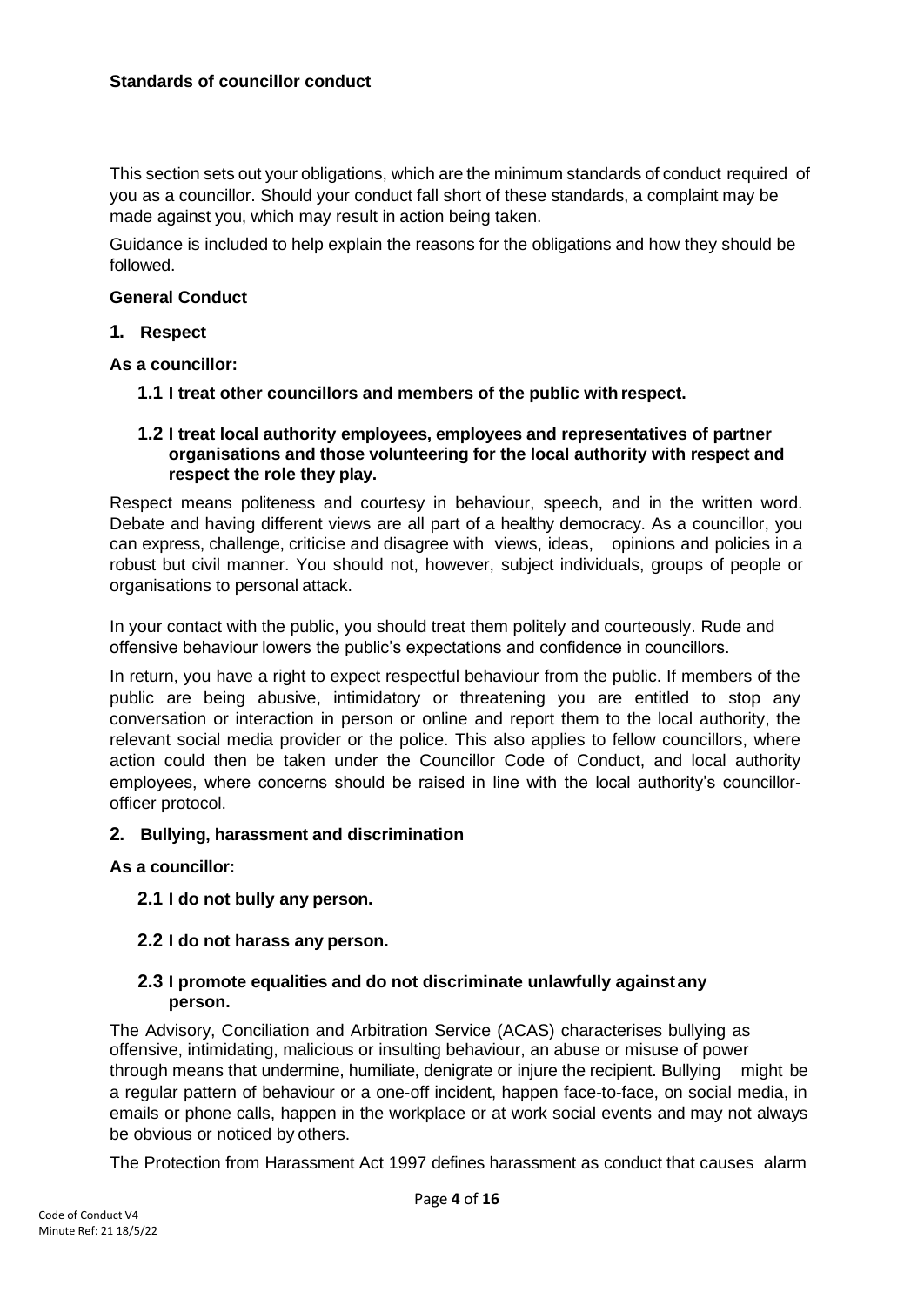**Standards of councillor conduct**

This section sets out your obligations, which are the minimum standards of conduct required of you as a councillor. Should your conduct fall short of these standards, a complaint may be made against you, which may result in action being taken.

Guidance is included to help explain the reasons for the obligations and how they should be followed.

**General Conduct**

**1. Respect**

**As a councillor:**

**1.1 I treat other councillors and members of the public with respect.**

**1.2 I treat local authority employees, employees and representatives of partner organisations and those volunteering for the local authority with respect and respect the role they play.**

Respect means politeness and courtesy in behaviour, speech, and in the written word. Debate and having different views are all part of a healthy democracy. As a councillor, you can express, challenge, criticise and disagree with views, ideas, opinions and policies in a robust but civil manner. You should not, however, subject individuals, groups of people or organisations to personal attack.

In your contact with the public, you should treat them politely and courteously. Rude and offensive behaviour lowers the public's expectations and confidence in councillors.

In return, you have a right to expect respectful behaviour from the public. If members of the public are being abusive, intimidatory or threatening you are entitled to stop any conversation or interaction in person or online and report them to the local authority, the relevant social media provider or the police. This also applies to fellow councillors, where action could then be taken under the Councillor Code of Conduct, and local authority employees, where concerns should be raised in line with the local authority's councillor-officer protocol.

**2. Bullying, harassment and discrimination**

**As a councillor:**

**2.1 I do not bully any person.**

**2.2 I do not harass any person.**

**2.3 I promote equalities and do not discriminate unlawfully against any person.**

The Advisory, Conciliation and Arbitration Service (ACAS) characterises bullying as offensive, intimidating, malicious or insulting behaviour, an abuse or misuse of power through means that undermine, humiliate, denigrate or injure the recipient. Bullying might be a regular pattern of behaviour or a one-off incident, happen face-to-face, on social media, in emails or phone calls, happen in the workplace or at work social events and may not always be obvious or noticed by others.

The Protection from Harassment Act 1997 defines harassment as conduct that causes alarm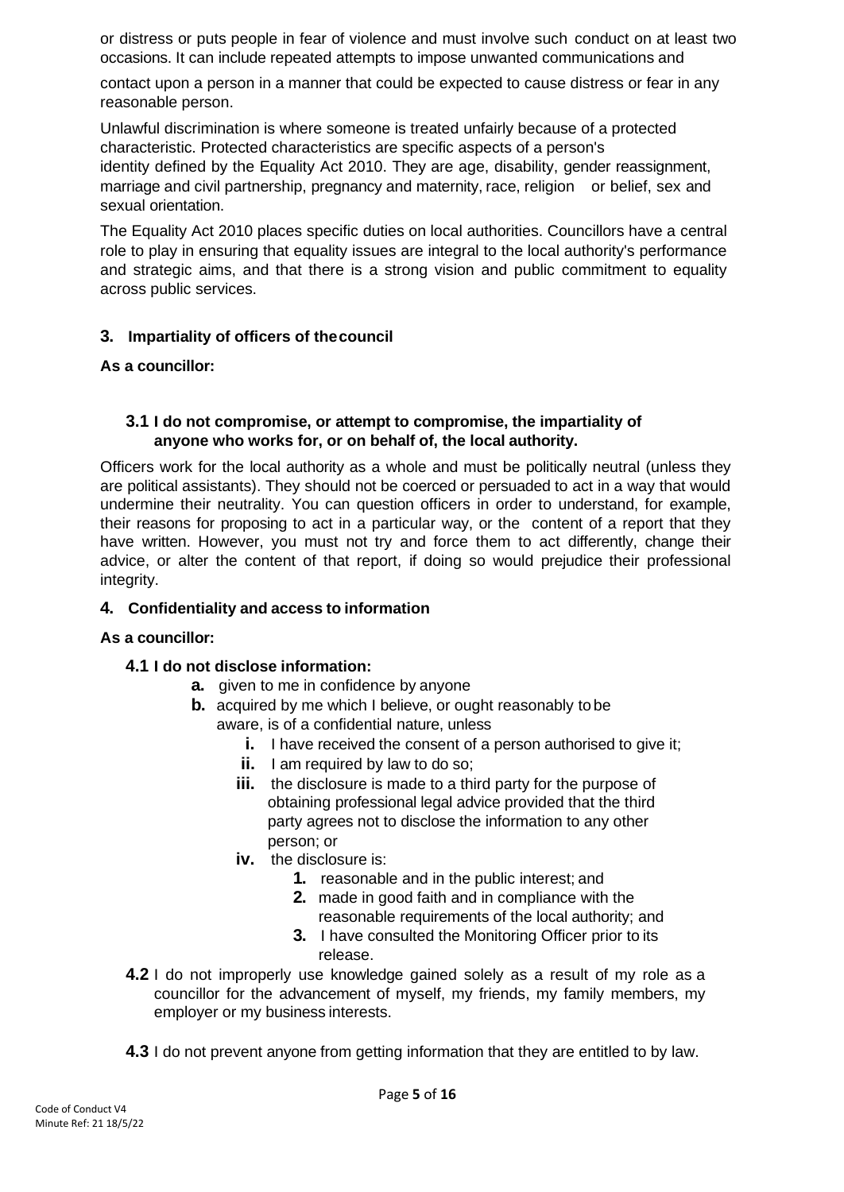or distress or puts people in fear of violence and must involve such conduct on at least two occasions. It can include repeated attempts to impose unwanted communications and contact upon a person in a manner that could be expected to cause distress or fear in any reasonable person.

Unlawful discrimination is where someone is treated unfairly because of a protected characteristic. Protected characteristics are specific aspects of a person's identity defined by the Equality Act 2010. They are age, disability, gender reassignment, marriage and civil partnership, pregnancy and maternity, race, religion or belief, sex and sexual orientation.

The Equality Act 2010 places specific duties on local authorities. Councillors have a central role to play in ensuring that equality issues are integral to the local authority's performance and strategic aims, and that there is a strong vision and public commitment to equality across public services.

## 3. Impartiality of officers of the council

**As a councillor:**

### 3.1 I do not compromise, or attempt to compromise, the impartiality of anyone who works for, or on behalf of, the local authority.

Officers work for the local authority as a whole and must be politically neutral (unless they are political assistants). They should not be coerced or persuaded to act in a way that would undermine their neutrality. You can question officers in order to understand, for example, their reasons for proposing to act in a particular way, or the content of a report that they have written. However, you must not try and force them to act differently, change their advice, or alter the content of that report, if doing so would prejudice their professional integrity.

## 4. Confidentiality and access to information

**As a councillor:**

**4.1 I do not disclose information:**

- **a.** given to me in confidence by anyone
- **b.** acquired by me which I believe, or ought reasonably to be aware, is of a confidential nature, unless
  - **i.** I have received the consent of a person authorised to give it;
  - **ii.** I am required by law to do so;
  - **iii.** the disclosure is made to a third party for the purpose of obtaining professional legal advice provided that the third party agrees not to disclose the information to any other person; or
  - **iv.** the disclosure is:
    1. reasonable and in the public interest; and
    2. made in good faith and in compliance with the reasonable requirements of the local authority; and
    3. I have consulted the Monitoring Officer prior to its release.

**4.2** I do not improperly use knowledge gained solely as a result of my role as a councillor for the advancement of myself, my friends, my family members, my employer or my business interests.

**4.3** I do not prevent anyone from getting information that they are entitled to by law.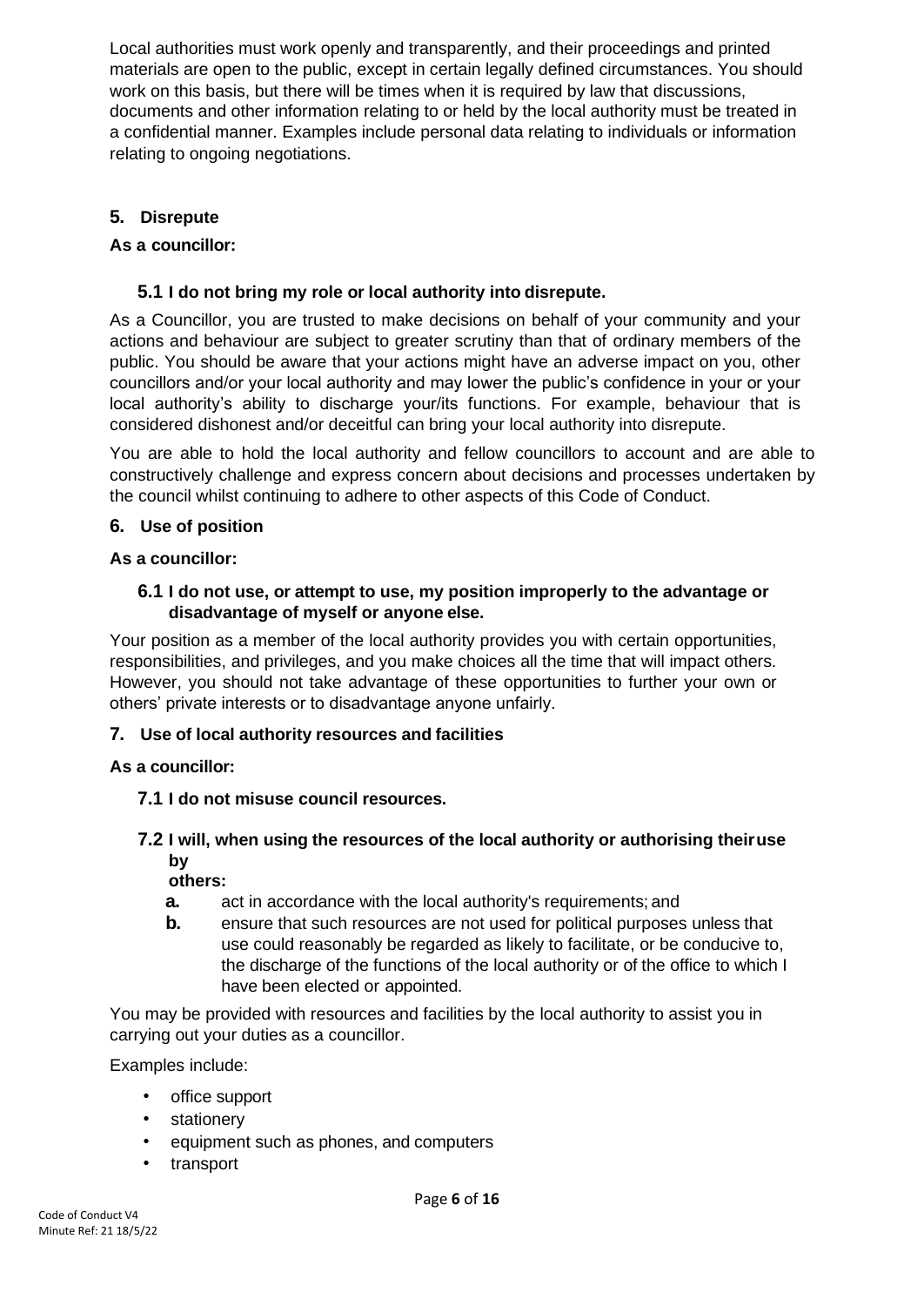Local authorities must work openly and transparently, and their proceedings and printed materials are open to the public, except in certain legally defined circumstances. You should work on this basis, but there will be times when it is required by law that discussions, documents and other information relating to or held by the local authority must be treated in a confidential manner. Examples include personal data relating to individuals or information relating to ongoing negotiations.

## 5. Disrepute

**As a councillor:**

### 5.1 I do not bring my role or local authority into disrepute.

As a Councillor, you are trusted to make decisions on behalf of your community and your actions and behaviour are subject to greater scrutiny than that of ordinary members of the public. You should be aware that your actions might have an adverse impact on you, other councillors and/or your local authority and may lower the public's confidence in your or your local authority's ability to discharge your/its functions. For example, behaviour that is considered dishonest and/or deceitful can bring your local authority into disrepute.

You are able to hold the local authority and fellow councillors to account and are able to constructively challenge and express concern about decisions and processes undertaken by the council whilst continuing to adhere to other aspects of this Code of Conduct.

## 6. Use of position

**As a councillor:**

### 6.1 I do not use, or attempt to use, my position improperly to the advantage or disadvantage of myself or anyone else.

Your position as a member of the local authority provides you with certain opportunities, responsibilities, and privileges, and you make choices all the time that will impact others. However, you should not take advantage of these opportunities to further your own or others' private interests or to disadvantage anyone unfairly.

## 7. Use of local authority resources and facilities

**As a councillor:**

### 7.1 I do not misuse council resources.

### 7.2 I will, when using the resources of the local authority or authorising their use by others:

- **a.** act in accordance with the local authority's requirements; and
- **b.** ensure that such resources are not used for political purposes unless that use could reasonably be regarded as likely to facilitate, or be conducive to, the discharge of the functions of the local authority or of the office to which I have been elected or appointed.

You may be provided with resources and facilities by the local authority to assist you in carrying out your duties as a councillor.

Examples include:

- office support
- stationery
- equipment such as phones, and computers
- transport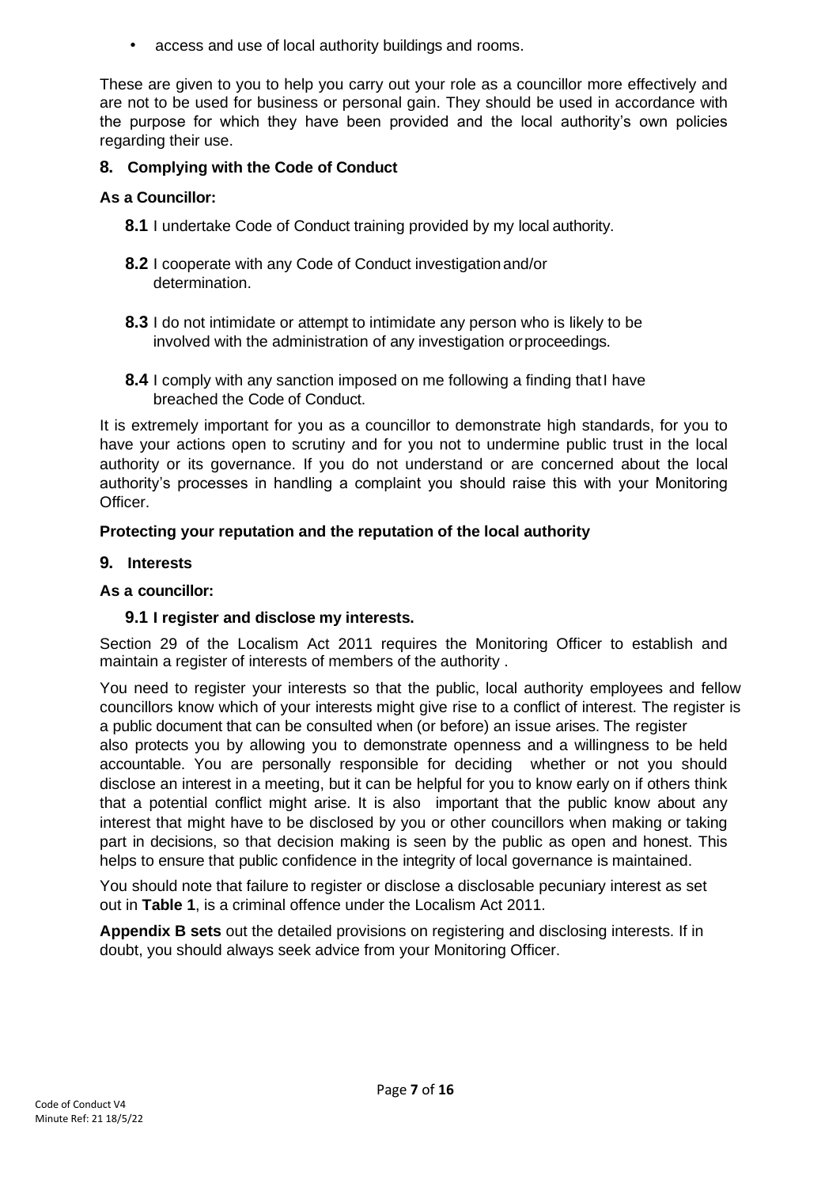- access and use of local authority buildings and rooms.

These are given to you to help you carry out your role as a councillor more effectively and are not to be used for business or personal gain. They should be used in accordance with the purpose for which they have been provided and the local authority's own policies regarding their use.

## 8. Complying with the Code of Conduct

**As a Councillor:**

**8.1** I undertake Code of Conduct training provided by my local authority.

**8.2** I cooperate with any Code of Conduct investigation and/or determination.

**8.3** I do not intimidate or attempt to intimidate any person who is likely to be involved with the administration of any investigation or proceedings.

**8.4** I comply with any sanction imposed on me following a finding that I have breached the Code of Conduct.

It is extremely important for you as a councillor to demonstrate high standards, for you to have your actions open to scrutiny and for you not to undermine public trust in the local authority or its governance. If you do not understand or are concerned about the local authority's processes in handling a complaint you should raise this with your Monitoring Officer.

**Protecting your reputation and the reputation of the local authority**

## 9. Interests

**As a councillor:**

**9.1 I register and disclose my interests.**

Section 29 of the Localism Act 2011 requires the Monitoring Officer to establish and maintain a register of interests of members of the authority .

You need to register your interests so that the public, local authority employees and fellow councillors know which of your interests might give rise to a conflict of interest. The register is a public document that can be consulted when (or before) an issue arises. The register also protects you by allowing you to demonstrate openness and a willingness to be held accountable. You are personally responsible for deciding whether or not you should disclose an interest in a meeting, but it can be helpful for you to know early on if others think that a potential conflict might arise. It is also important that the public know about any interest that might have to be disclosed by you or other councillors when making or taking part in decisions, so that decision making is seen by the public as open and honest. This helps to ensure that public confidence in the integrity of local governance is maintained.

You should note that failure to register or disclose a disclosable pecuniary interest as set out in **Table 1**, is a criminal offence under the Localism Act 2011.

**Appendix B sets** out the detailed provisions on registering and disclosing interests. If in doubt, you should always seek advice from your Monitoring Officer.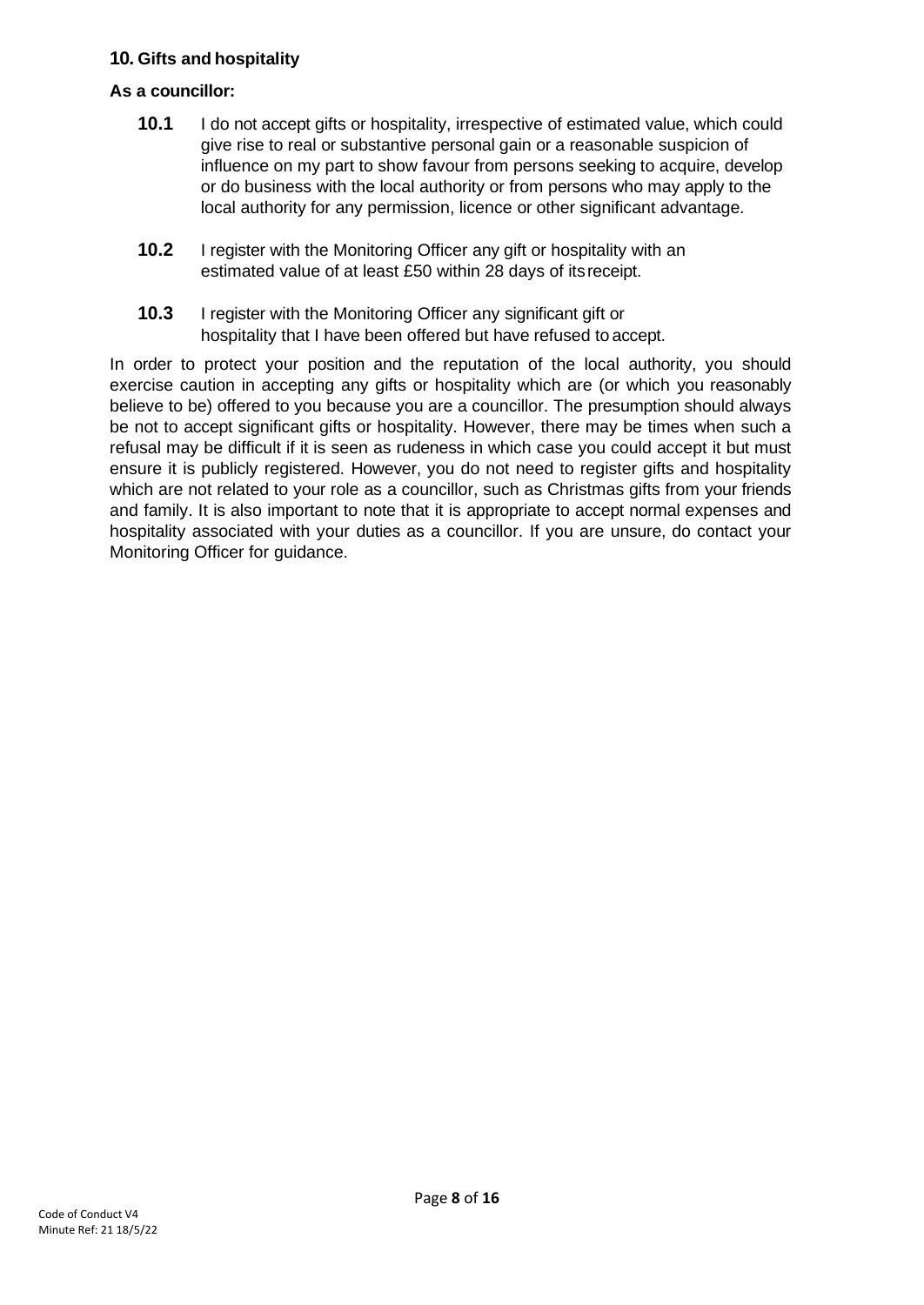## 10. Gifts and hospitality

**As a councillor:**

**10.1** I do not accept gifts or hospitality, irrespective of estimated value, which could give rise to real or substantive personal gain or a reasonable suspicion of influence on my part to show favour from persons seeking to acquire, develop or do business with the local authority or from persons who may apply to the local authority for any permission, licence or other significant advantage.

**10.2** I register with the Monitoring Officer any gift or hospitality with an estimated value of at least £50 within 28 days of its receipt.

**10.3** I register with the Monitoring Officer any significant gift or hospitality that I have been offered but have refused to accept.

In order to protect your position and the reputation of the local authority, you should exercise caution in accepting any gifts or hospitality which are (or which you reasonably believe to be) offered to you because you are a councillor. The presumption should always be not to accept significant gifts or hospitality. However, there may be times when such a refusal may be difficult if it is seen as rudeness in which case you could accept it but must ensure it is publicly registered. However, you do not need to register gifts and hospitality which are not related to your role as a councillor, such as Christmas gifts from your friends and family. It is also important to note that it is appropriate to accept normal expenses and hospitality associated with your duties as a councillor. If you are unsure, do contact your Monitoring Officer for guidance.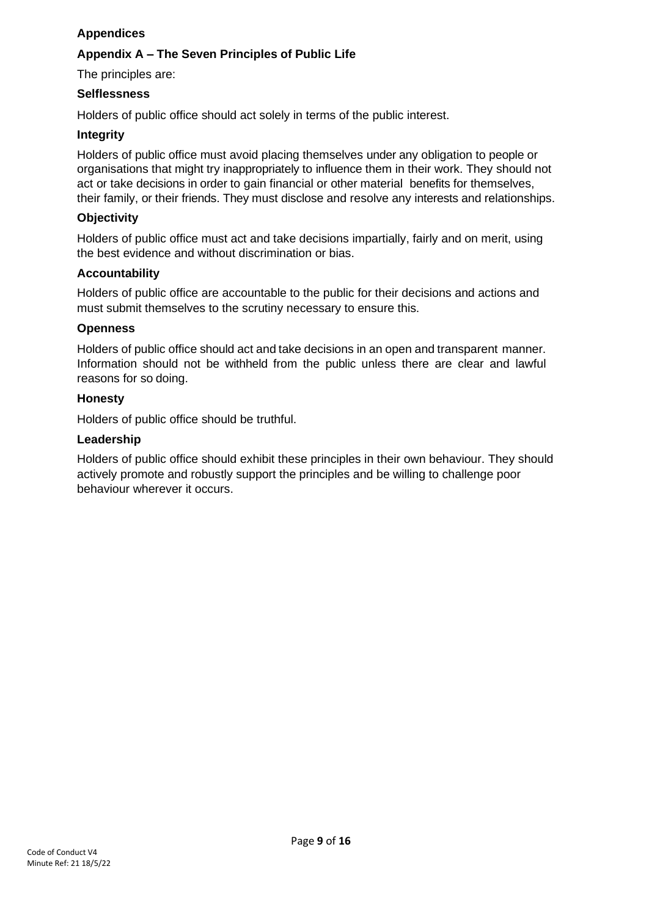## Appendices

### Appendix A – The Seven Principles of Public Life

The principles are:

**Selflessness**

Holders of public office should act solely in terms of the public interest.

**Integrity**

Holders of public office must avoid placing themselves under any obligation to people or organisations that might try inappropriately to influence them in their work. They should not act or take decisions in order to gain financial or other material benefits for themselves, their family, or their friends. They must disclose and resolve any interests and relationships.

**Objectivity**

Holders of public office must act and take decisions impartially, fairly and on merit, using the best evidence and without discrimination or bias.

**Accountability**

Holders of public office are accountable to the public for their decisions and actions and must submit themselves to the scrutiny necessary to ensure this.

**Openness**

Holders of public office should act and take decisions in an open and transparent manner. Information should not be withheld from the public unless there are clear and lawful reasons for so doing.

**Honesty**

Holders of public office should be truthful.

**Leadership**

Holders of public office should exhibit these principles in their own behaviour. They should actively promote and robustly support the principles and be willing to challenge poor behaviour wherever it occurs.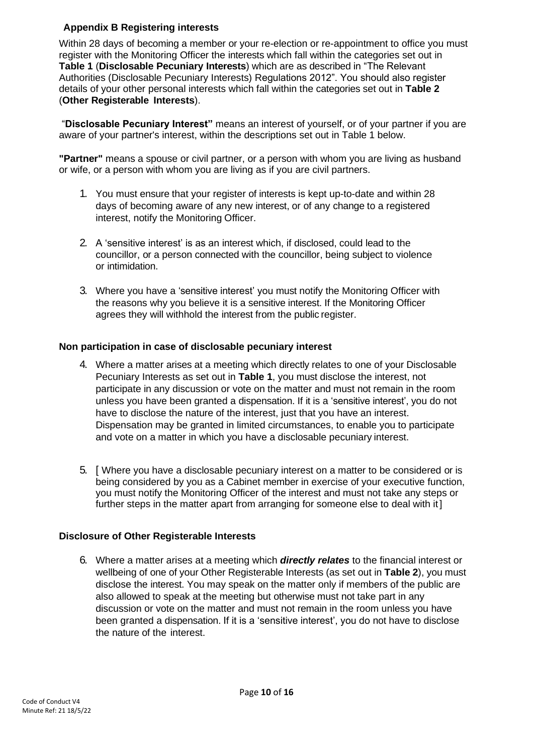## Appendix B Registering interests

Within 28 days of becoming a member or your re-election or re-appointment to office you must register with the Monitoring Officer the interests which fall within the categories set out in **Table 1** (**Disclosable Pecuniary Interests**) which are as described in "The Relevant Authorities (Disclosable Pecuniary Interests) Regulations 2012". You should also register details of your other personal interests which fall within the categories set out in **Table 2** (**Other Registerable Interests**).

"**Disclosable Pecuniary Interest"** means an interest of yourself, or of your partner if you are aware of your partner's interest, within the descriptions set out in Table 1 below.

**"Partner"** means a spouse or civil partner, or a person with whom you are living as husband or wife, or a person with whom you are living as if you are civil partners.

1. You must ensure that your register of interests is kept up-to-date and within 28 days of becoming aware of any new interest, or of any change to a registered interest, notify the Monitoring Officer.

2. A 'sensitive interest' is as an interest which, if disclosed, could lead to the councillor, or a person connected with the councillor, being subject to violence or intimidation.

3. Where you have a 'sensitive interest' you must notify the Monitoring Officer with the reasons why you believe it is a sensitive interest. If the Monitoring Officer agrees they will withhold the interest from the public register.

### Non participation in case of disclosable pecuniary interest

4. Where a matter arises at a meeting which directly relates to one of your Disclosable Pecuniary Interests as set out in **Table 1**, you must disclose the interest, not participate in any discussion or vote on the matter and must not remain in the room unless you have been granted a dispensation. If it is a 'sensitive interest', you do not have to disclose the nature of the interest, just that you have an interest. Dispensation may be granted in limited circumstances, to enable you to participate and vote on a matter in which you have a disclosable pecuniary interest.

5. [ Where you have a disclosable pecuniary interest on a matter to be considered or is being considered by you as a Cabinet member in exercise of your executive function, you must notify the Monitoring Officer of the interest and must not take any steps or further steps in the matter apart from arranging for someone else to deal with it ]

### Disclosure of Other Registerable Interests

6. Where a matter arises at a meeting which ***directly relates*** to the financial interest or wellbeing of one of your Other Registerable Interests (as set out in **Table 2**), you must disclose the interest. You may speak on the matter only if members of the public are also allowed to speak at the meeting but otherwise must not take part in any discussion or vote on the matter and must not remain in the room unless you have been granted a dispensation. If it is a 'sensitive interest', you do not have to disclose the nature of the interest.

Code of Conduct V4
Minute Ref: 21 18/5/22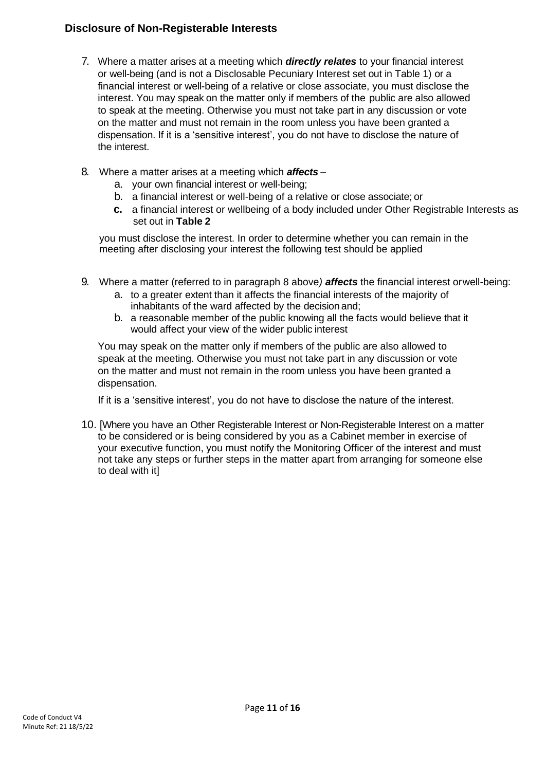## Disclosure of Non-Registerable Interests

7. Where a matter arises at a meeting which ***directly relates*** to your financial interest or well-being (and is not a Disclosable Pecuniary Interest set out in Table 1) or a financial interest or well-being of a relative or close associate, you must disclose the interest. You may speak on the matter only if members of the public are also allowed to speak at the meeting. Otherwise you must not take part in any discussion or vote on the matter and must not remain in the room unless you have been granted a dispensation. If it is a 'sensitive interest', you do not have to disclose the nature of the interest.

8. Where a matter arises at a meeting which ***affects*** –
   a. your own financial interest or well-being;
   b. a financial interest or well-being of a relative or close associate; or
   **c.** a financial interest or wellbeing of a body included under Other Registrable Interests as set out in **Table 2**

   you must disclose the interest. In order to determine whether you can remain in the meeting after disclosing your interest the following test should be applied

9. Where a matter (referred to in paragraph 8 above*)* ***affects*** the financial interest orwell-being:
   a. to a greater extent than it affects the financial interests of the majority of inhabitants of the ward affected by the decision and;
   b. a reasonable member of the public knowing all the facts would believe that it would affect your view of the wider public interest

   You may speak on the matter only if members of the public are also allowed to speak at the meeting. Otherwise you must not take part in any discussion or vote on the matter and must not remain in the room unless you have been granted a dispensation.

   If it is a 'sensitive interest', you do not have to disclose the nature of the interest.

10. [Where you have an Other Registerable Interest or Non-Registerable Interest on a matter to be considered or is being considered by you as a Cabinet member in exercise of your executive function, you must notify the Monitoring Officer of the interest and must not take any steps or further steps in the matter apart from arranging for someone else to deal with it]

Code of Conduct V4
Minute Ref: 21 18/5/22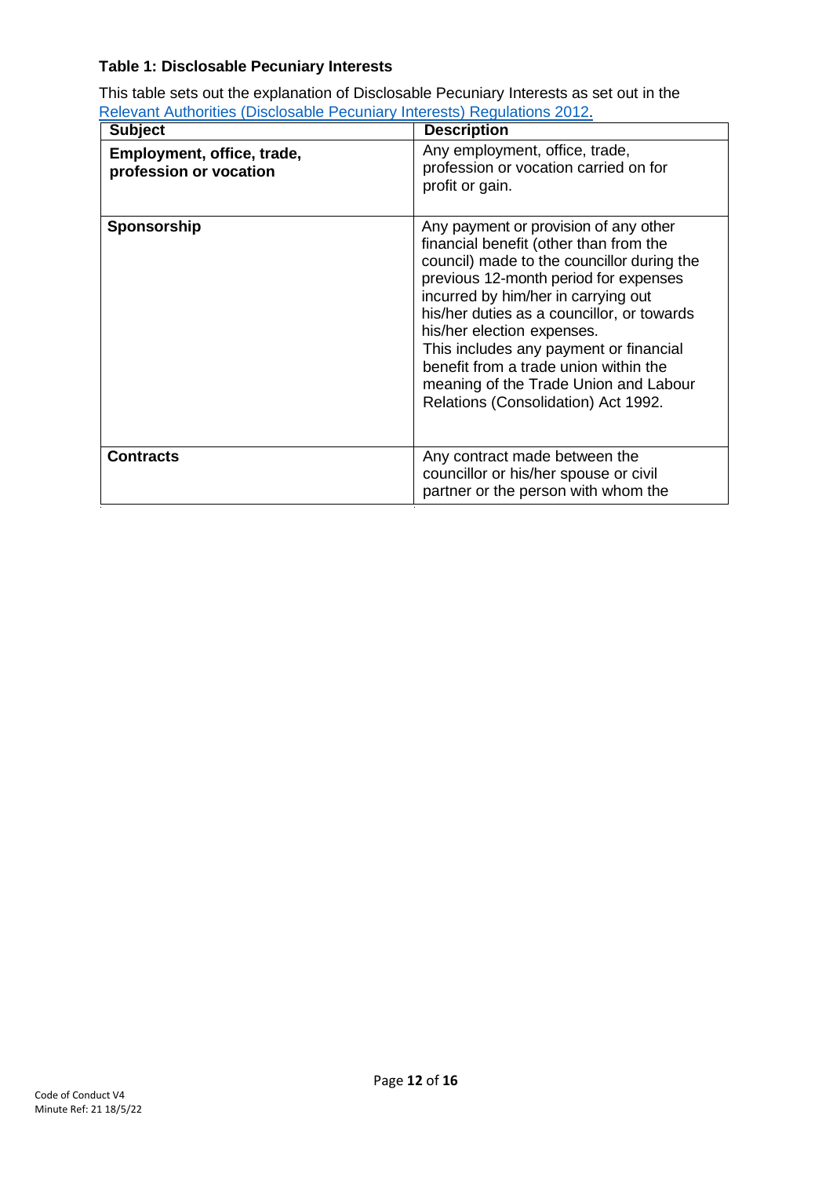**Table 1: Disclosable Pecuniary Interests**

This table sets out the explanation of Disclosable Pecuniary Interests as set out in the [Relevant Authorities (Disclosable Pecuniary Interests) Regulations 2012](#).

| Subject | Description |
| --- | --- |
| **Employment, office, trade, profession or vocation** | Any employment, office, trade, profession or vocation carried on for profit or gain. |
| **Sponsorship** | Any payment or provision of any other financial benefit (other than from the council) made to the councillor during the previous 12-month period for expenses incurred by him/her in carrying out his/her duties as a councillor, or towards his/her election expenses. This includes any payment or financial benefit from a trade union within the meaning of the Trade Union and Labour Relations (Consolidation) Act 1992. |
| **Contracts** | Any contract made between the councillor or his/her spouse or civil partner or the person with whom the |

Code of Conduct V4
Minute Ref: 21 18/5/22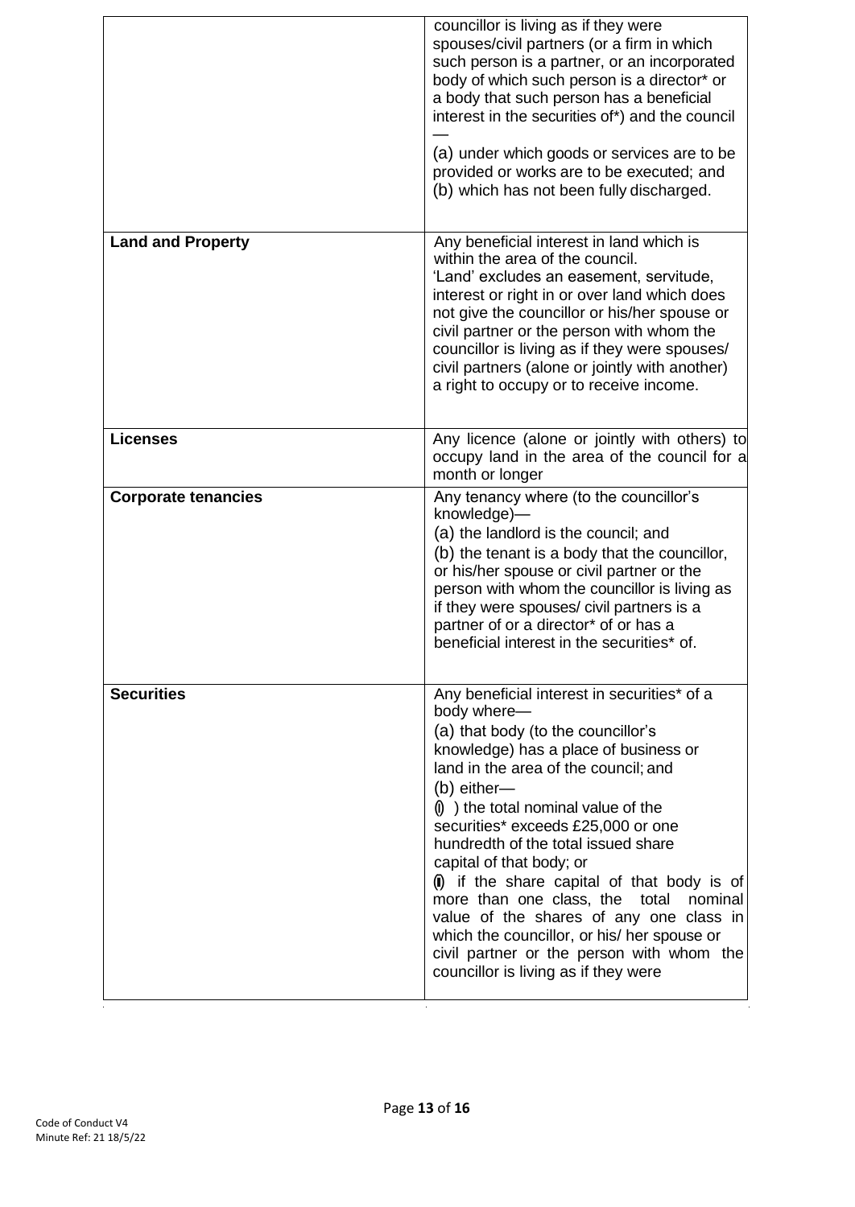| | |
|---|---|
| | councillor is living as if they were spouses/civil partners (or a firm in which such person is a partner, or an incorporated body of which such person is a director* or a body that such person has a beneficial interest in the securities of*) and the council —<br>(a) under which goods or services are to be provided or works are to be executed; and<br>(b) which has not been fully discharged. |
| **Land and Property** | Any beneficial interest in land which is within the area of the council.<br>'Land' excludes an easement, servitude, interest or right in or over land which does not give the councillor or his/her spouse or civil partner or the person with whom the councillor is living as if they were spouses/ civil partners (alone or jointly with another) a right to occupy or to receive income. |
| **Licenses** | Any licence (alone or jointly with others) to occupy land in the area of the council for a month or longer |
| **Corporate tenancies** | Any tenancy where (to the councillor's knowledge)—<br>(a) the landlord is the council; and<br>(b) the tenant is a body that the councillor, or his/her spouse or civil partner or the person with whom the councillor is living as if they were spouses/ civil partners is a partner of or a director* of or has a beneficial interest in the securities* of. |
| **Securities** | Any beneficial interest in securities* of a body where—<br>(a) that body (to the councillor's knowledge) has a place of business or land in the area of the council; and<br>(b) either—<br>(i) ) the total nominal value of the securities* exceeds £25,000 or one hundredth of the total issued share capital of that body; or<br>(ii) if the share capital of that body is of more than one class, the total nominal value of the shares of any one class in which the councillor, or his/ her spouse or civil partner or the person with whom the councillor is living as if they were |

Code of Conduct V4
Minute Ref: 21 18/5/22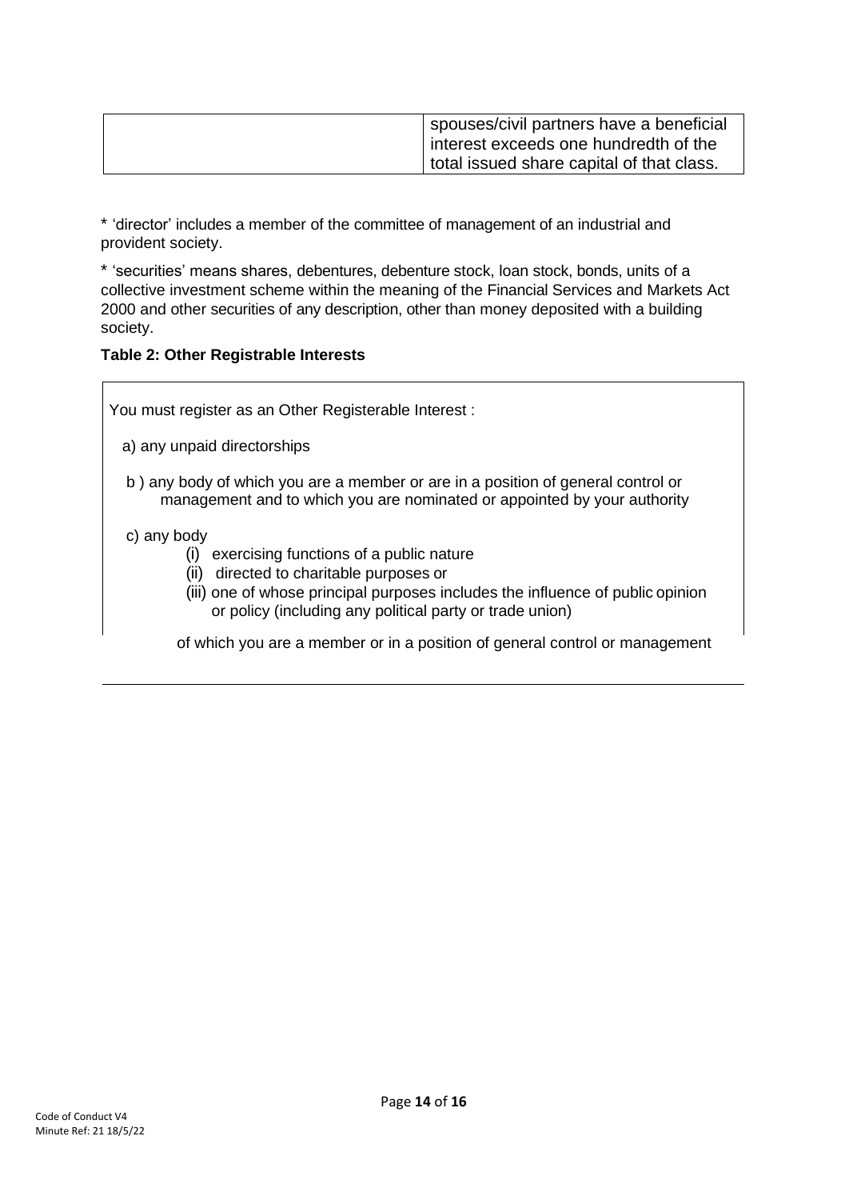| | |
|---|---|
| | spouses/civil partners have a beneficial interest exceeds one hundredth of the total issued share capital of that class. |

* 'director' includes a member of the committee of management of an industrial and provident society.

* 'securities' means shares, debentures, debenture stock, loan stock, bonds, units of a collective investment scheme within the meaning of the Financial Services and Markets Act 2000 and other securities of any description, other than money deposited with a building society.

**Table 2: Other Registrable Interests**

| You must register as an Other Registerable Interest : |
|---|
| a) any unpaid directorships<br><br>b ) any body of which you are a member or are in a position of general control or management and to which you are nominated or appointed by your authority<br><br>c) any body<br>(i) exercising functions of a public nature<br>(ii) directed to charitable purposes or<br>(iii) one of whose principal purposes includes the influence of public opinion or policy (including any political party or trade union)<br><br>of which you are a member or in a position of general control or management |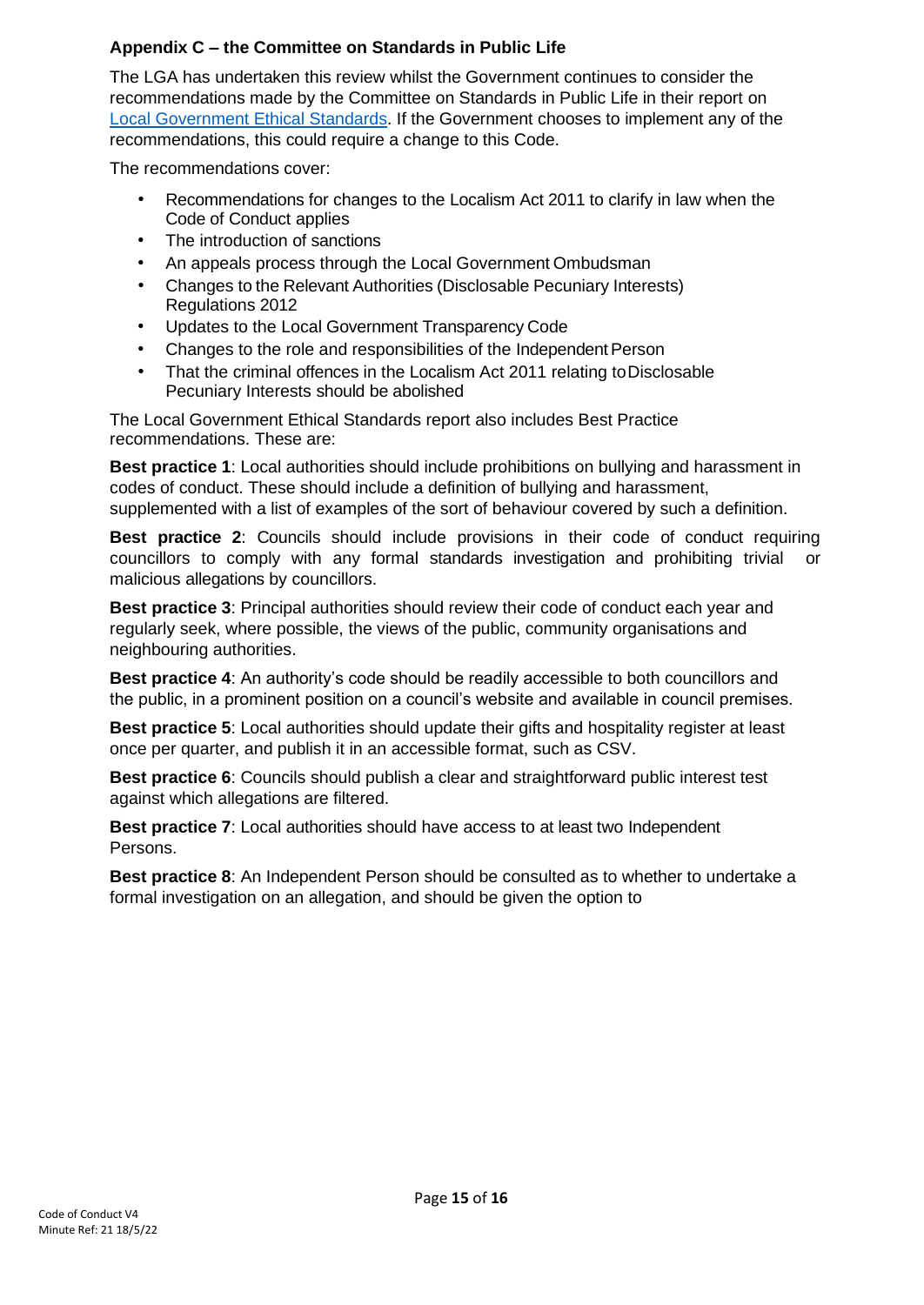### Appendix C – the Committee on Standards in Public Life

The LGA has undertaken this review whilst the Government continues to consider the recommendations made by the Committee on Standards in Public Life in their report on [Local Government Ethical Standards](). If the Government chooses to implement any of the recommendations, this could require a change to this Code.

The recommendations cover:

- Recommendations for changes to the Localism Act 2011 to clarify in law when the Code of Conduct applies
- The introduction of sanctions
- An appeals process through the Local Government Ombudsman
- Changes to the Relevant Authorities (Disclosable Pecuniary Interests) Regulations 2012
- Updates to the Local Government Transparency Code
- Changes to the role and responsibilities of the Independent Person
- That the criminal offences in the Localism Act 2011 relating to Disclosable Pecuniary Interests should be abolished

The Local Government Ethical Standards report also includes Best Practice recommendations. These are:

**Best practice 1**: Local authorities should include prohibitions on bullying and harassment in codes of conduct. These should include a definition of bullying and harassment, supplemented with a list of examples of the sort of behaviour covered by such a definition.

**Best practice 2**: Councils should include provisions in their code of conduct requiring councillors to comply with any formal standards investigation and prohibiting trivial or malicious allegations by councillors.

**Best practice 3**: Principal authorities should review their code of conduct each year and regularly seek, where possible, the views of the public, community organisations and neighbouring authorities.

**Best practice 4**: An authority's code should be readily accessible to both councillors and the public, in a prominent position on a council's website and available in council premises.

**Best practice 5**: Local authorities should update their gifts and hospitality register at least once per quarter, and publish it in an accessible format, such as CSV.

**Best practice 6**: Councils should publish a clear and straightforward public interest test against which allegations are filtered.

**Best practice 7**: Local authorities should have access to at least two Independent Persons.

**Best practice 8**: An Independent Person should be consulted as to whether to undertake a formal investigation on an allegation, and should be given the option to

Code of Conduct V4
Minute Ref: 21 18/5/22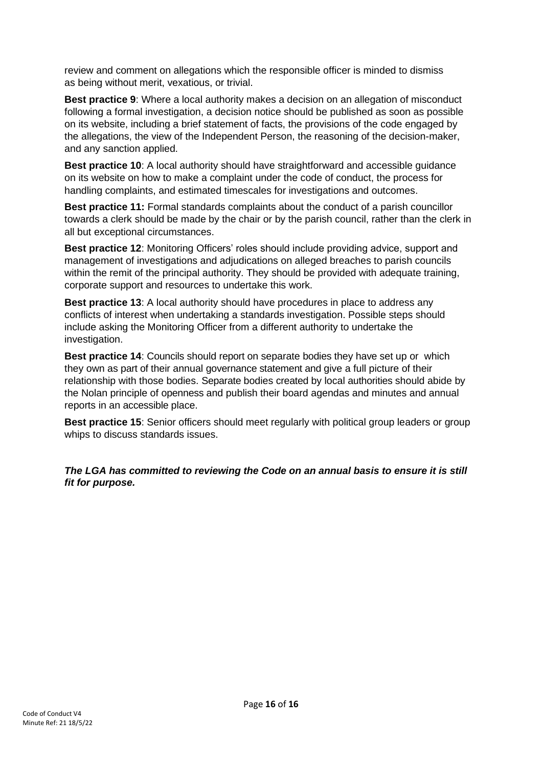review and comment on allegations which the responsible officer is minded to dismiss as being without merit, vexatious, or trivial.

**Best practice 9**: Where a local authority makes a decision on an allegation of misconduct following a formal investigation, a decision notice should be published as soon as possible on its website, including a brief statement of facts, the provisions of the code engaged by the allegations, the view of the Independent Person, the reasoning of the decision-maker, and any sanction applied.

**Best practice 10**: A local authority should have straightforward and accessible guidance on its website on how to make a complaint under the code of conduct, the process for handling complaints, and estimated timescales for investigations and outcomes.

**Best practice 11:** Formal standards complaints about the conduct of a parish councillor towards a clerk should be made by the chair or by the parish council, rather than the clerk in all but exceptional circumstances.

**Best practice 12**: Monitoring Officers' roles should include providing advice, support and management of investigations and adjudications on alleged breaches to parish councils within the remit of the principal authority. They should be provided with adequate training, corporate support and resources to undertake this work.

**Best practice 13**: A local authority should have procedures in place to address any conflicts of interest when undertaking a standards investigation. Possible steps should include asking the Monitoring Officer from a different authority to undertake the investigation.

**Best practice 14**: Councils should report on separate bodies they have set up or which they own as part of their annual governance statement and give a full picture of their relationship with those bodies. Separate bodies created by local authorities should abide by the Nolan principle of openness and publish their board agendas and minutes and annual reports in an accessible place.

**Best practice 15**: Senior officers should meet regularly with political group leaders or group whips to discuss standards issues.

***The LGA has committed to reviewing the Code on an annual basis to ensure it is still fit for purpose.***

Code of Conduct V4
Minute Ref: 21 18/5/22